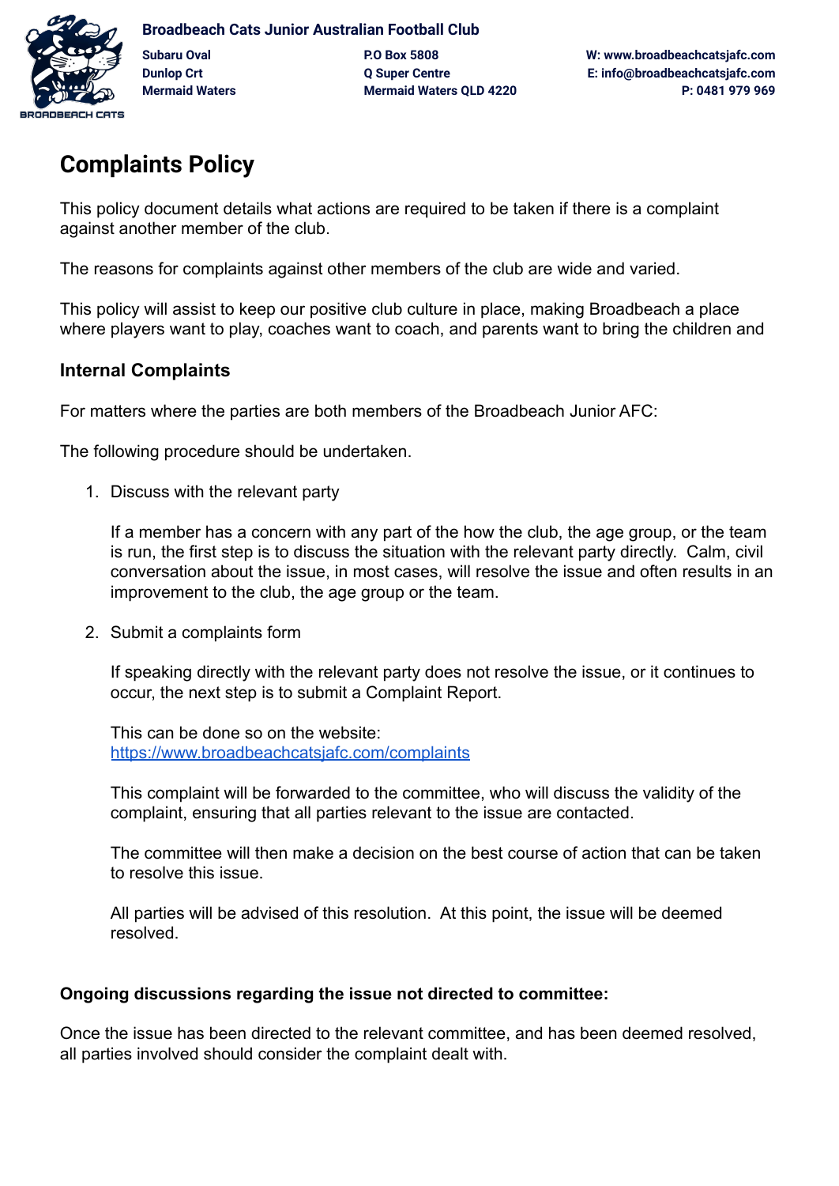**Broadbeach Cats Junior Australian Football Club**

**Subaru Oval**
**Dunlop Crt**
**Mermaid Waters**

**P.O Box 5808**
**Q Super Centre**
**Mermaid Waters QLD 4220**

**W: www.broadbeachcatsjafc.com**
**E: info@broadbeachcatsjafc.com**
**P: 0481 979 969**

# Complaints Policy

This policy document details what actions are required to be taken if there is a complaint against another member of the club.

The reasons for complaints against other members of the club are wide and varied.

This policy will assist to keep our positive club culture in place, making Broadbeach a place where players want to play, coaches want to coach, and parents want to bring the children and

## Internal Complaints

For matters where the parties are both members of the Broadbeach Junior AFC:

The following procedure should be undertaken.

1. Discuss with the relevant party

   If a member has a concern with any part of the how the club, the age group, or the team is run, the first step is to discuss the situation with the relevant party directly. Calm, civil conversation about the issue, in most cases, will resolve the issue and often results in an improvement to the club, the age group or the team.

2. Submit a complaints form

   If speaking directly with the relevant party does not resolve the issue, or it continues to occur, the next step is to submit a Complaint Report.

   This can be done so on the website:
   [https://www.broadbeachcatsjafc.com/complaints](https://www.broadbeachcatsjafc.com/complaints)

   This complaint will be forwarded to the committee, who will discuss the validity of the complaint, ensuring that all parties relevant to the issue are contacted.

   The committee will then make a decision on the best course of action that can be taken to resolve this issue.

   All parties will be advised of this resolution. At this point, the issue will be deemed resolved.

### Ongoing discussions regarding the issue not directed to committee:

Once the issue has been directed to the relevant committee, and has been deemed resolved, all parties involved should consider the complaint dealt with.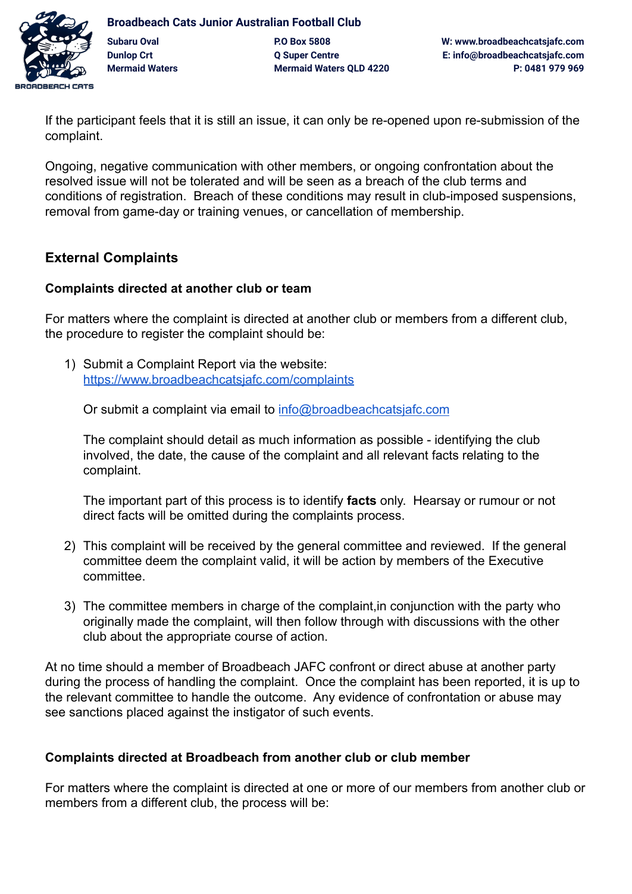If the participant feels that it is still an issue, it can only be re-opened upon re-submission of the complaint.

Ongoing, negative communication with other members, or ongoing confrontation about the resolved issue will not be tolerated and will be seen as a breach of the club terms and conditions of registration. Breach of these conditions may result in club-imposed suspensions, removal from game-day or training venues, or cancellation of membership.

## External Complaints

### Complaints directed at another club or team

For matters where the complaint is directed at another club or members from a different club, the procedure to register the complaint should be:

1) Submit a Complaint Report via the website: [https://www.broadbeachcatsjafc.com/complaints](https://www.broadbeachcatsjafc.com/complaints)

   Or submit a complaint via email to [info@broadbeachcatsjafc.com](mailto:info@broadbeachcatsjafc.com)

   The complaint should detail as much information as possible - identifying the club involved, the date, the cause of the complaint and all relevant facts relating to the complaint.

   The important part of this process is to identify **facts** only. Hearsay or rumour or not direct facts will be omitted during the complaints process.

2) This complaint will be received by the general committee and reviewed. If the general committee deem the complaint valid, it will be action by members of the Executive committee.

3) The committee members in charge of the complaint,in conjunction with the party who originally made the complaint, will then follow through with discussions with the other club about the appropriate course of action.

At no time should a member of Broadbeach JAFC confront or direct abuse at another party during the process of handling the complaint. Once the complaint has been reported, it is up to the relevant committee to handle the outcome. Any evidence of confrontation or abuse may see sanctions placed against the instigator of such events.

### Complaints directed at Broadbeach from another club or club member

For matters where the complaint is directed at one or more of our members from another club or members from a different club, the process will be: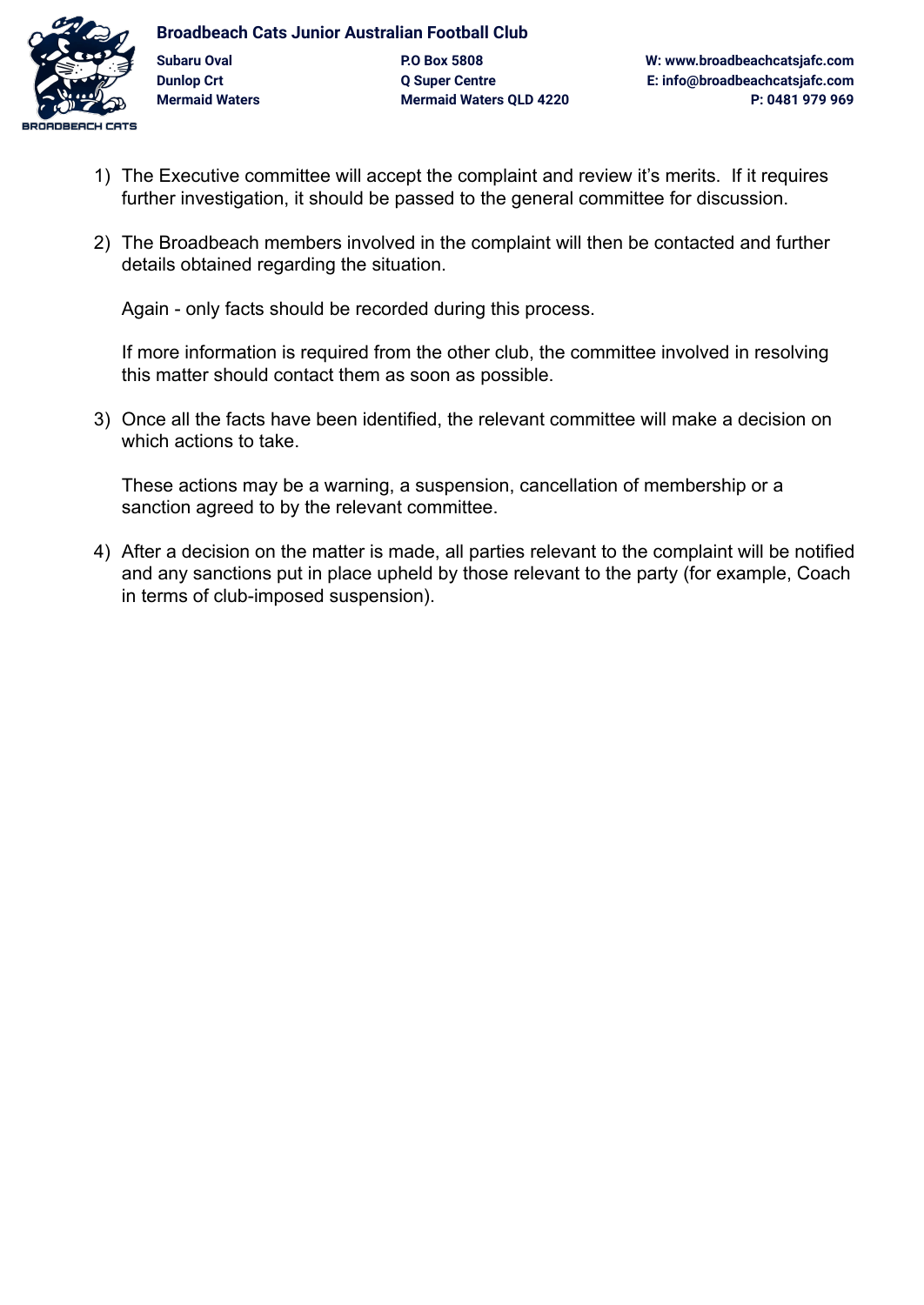1) The Executive committee will accept the complaint and review it's merits.  If it requires further investigation, it should be passed to the general committee for discussion.

2) The Broadbeach members involved in the complaint will then be contacted and further details obtained regarding the situation.

   Again - only facts should be recorded during this process.

   If more information is required from the other club, the committee involved in resolving this matter should contact them as soon as possible.

3) Once all the facts have been identified, the relevant committee will make a decision on which actions to take.

   These actions may be a warning, a suspension, cancellation of membership or a sanction agreed to by the relevant committee.

4) After a decision on the matter is made, all parties relevant to the complaint will be notified and any sanctions put in place upheld by those relevant to the party (for example, Coach in terms of club-imposed suspension).